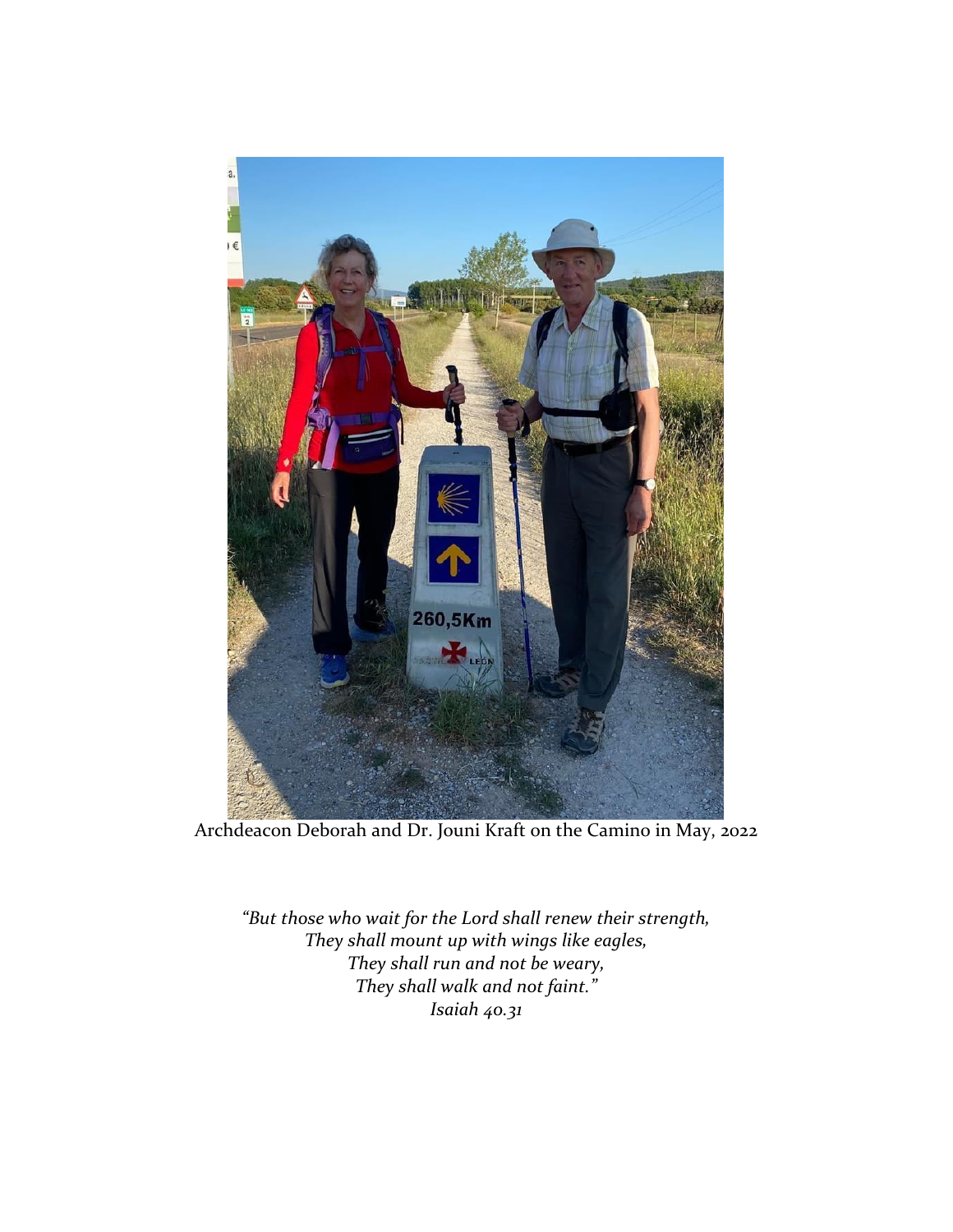Archdeacon Deborah and Dr. Jouni Kraft on the Camino in May, 2022

*"But those who wait for the Lord shall renew their strength,*
*They shall mount up with wings like eagles,*
*They shall run and not be weary,*
*They shall walk and not faint."*
*Isaiah 40.31*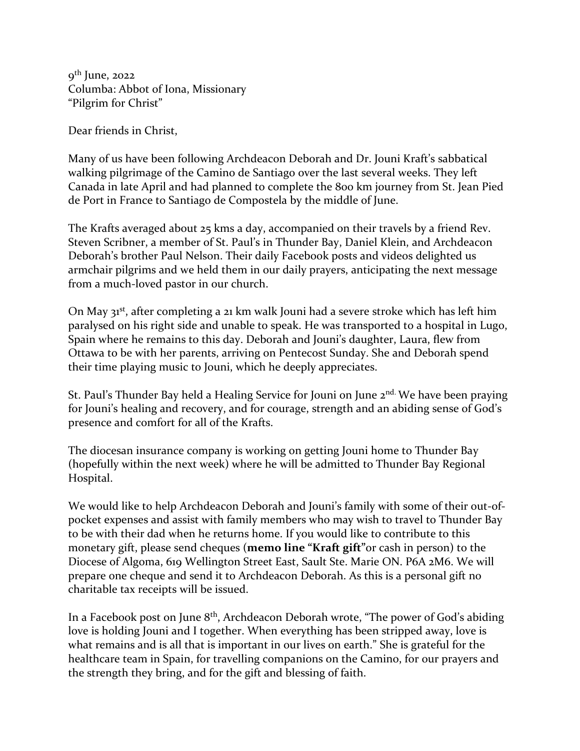9th June, 2022
Columba: Abbot of Iona, Missionary
"Pilgrim for Christ"

Dear friends in Christ,

Many of us have been following Archdeacon Deborah and Dr. Jouni Kraft's sabbatical walking pilgrimage of the Camino de Santiago over the last several weeks. They left Canada in late April and had planned to complete the 800 km journey from St. Jean Pied de Port in France to Santiago de Compostela by the middle of June.

The Krafts averaged about 25 kms a day, accompanied on their travels by a friend Rev. Steven Scribner, a member of St. Paul's in Thunder Bay, Daniel Klein, and Archdeacon Deborah's brother Paul Nelson. Their daily Facebook posts and videos delighted us armchair pilgrims and we held them in our daily prayers, anticipating the next message from a much-loved pastor in our church.

On May 31st, after completing a 21 km walk Jouni had a severe stroke which has left him paralysed on his right side and unable to speak. He was transported to a hospital in Lugo, Spain where he remains to this day. Deborah and Jouni's daughter, Laura, flew from Ottawa to be with her parents, arriving on Pentecost Sunday. She and Deborah spend their time playing music to Jouni, which he deeply appreciates.

St. Paul's Thunder Bay held a Healing Service for Jouni on June 2nd. We have been praying for Jouni's healing and recovery, and for courage, strength and an abiding sense of God's presence and comfort for all of the Krafts.

The diocesan insurance company is working on getting Jouni home to Thunder Bay (hopefully within the next week) where he will be admitted to Thunder Bay Regional Hospital.

We would like to help Archdeacon Deborah and Jouni's family with some of their out-of-pocket expenses and assist with family members who may wish to travel to Thunder Bay to be with their dad when he returns home. If you would like to contribute to this monetary gift, please send cheques (**memo line "Kraft gift"**or cash in person) to the Diocese of Algoma, 619 Wellington Street East, Sault Ste. Marie ON. P6A 2M6. We will prepare one cheque and send it to Archdeacon Deborah. As this is a personal gift no charitable tax receipts will be issued.

In a Facebook post on June 8th, Archdeacon Deborah wrote, "The power of God's abiding love is holding Jouni and I together. When everything has been stripped away, love is what remains and is all that is important in our lives on earth." She is grateful for the healthcare team in Spain, for travelling companions on the Camino, for our prayers and the strength they bring, and for the gift and blessing of faith.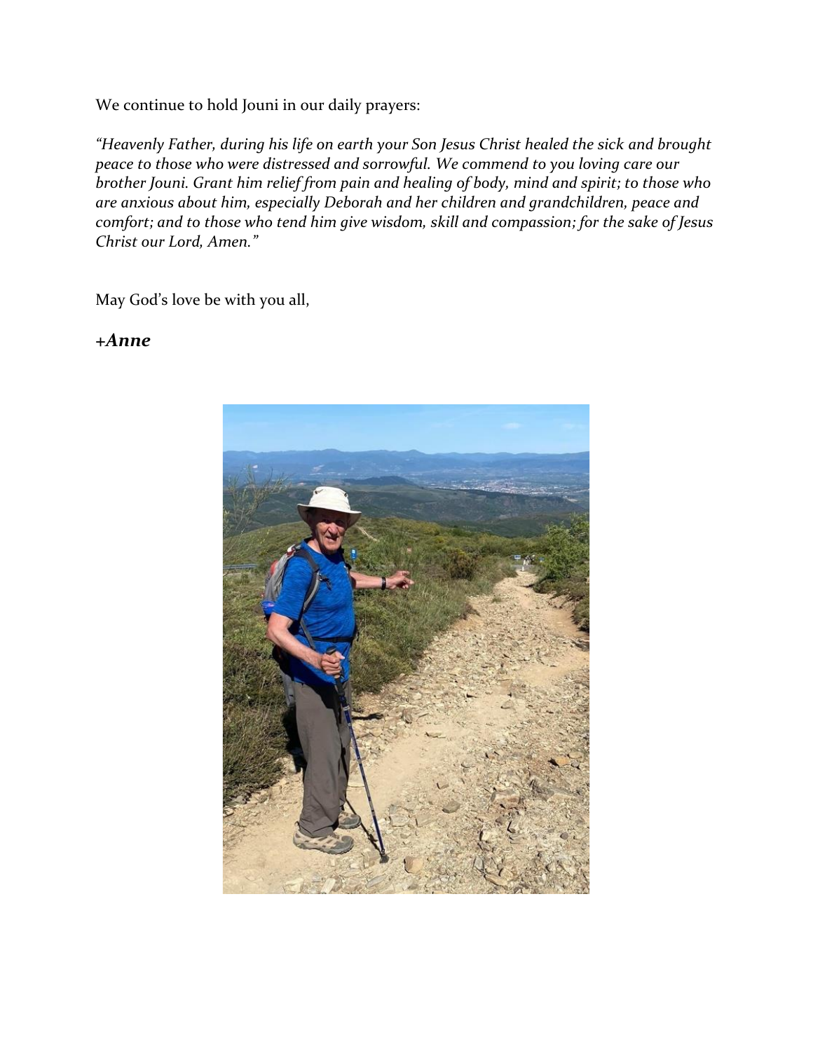We continue to hold Jouni in our daily prayers:

*"Heavenly Father, during his life on earth your Son Jesus Christ healed the sick and brought peace to those who were distressed and sorrowful. We commend to you loving care our brother Jouni. Grant him relief from pain and healing of body, mind and spirit; to those who are anxious about him, especially Deborah and her children and grandchildren, peace and comfort; and to those who tend him give wisdom, skill and compassion; for the sake of Jesus Christ our Lord, Amen."*

May God's love be with you all,

***+Anne***